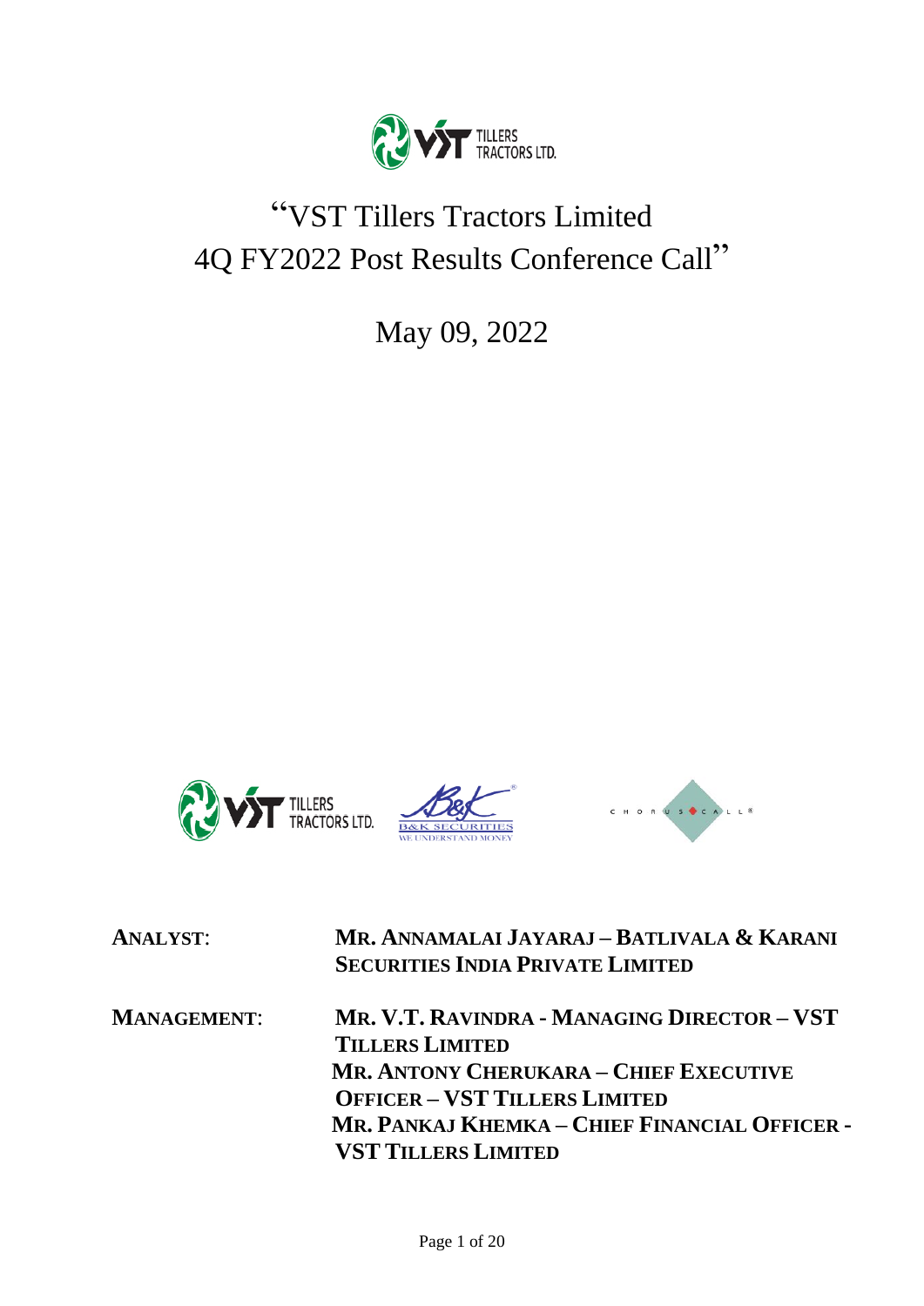# "VST Tillers Tractors Limited 4Q FY2022 Post Results Conference Call"

May 09, 2022

| | |
|---|---|
| **ANALYST**: | **MR. ANNAMALAI JAYARAJ – BATLIVALA & KARANI SECURITIES INDIA PRIVATE LIMITED** |
| **MANAGEMENT**: | **MR. V.T. RAVINDRA - MANAGING DIRECTOR – VST TILLERS LIMITED** |
| | **MR. ANTONY CHERUKARA – CHIEF EXECUTIVE OFFICER – VST TILLERS LIMITED** |
| | **MR. PANKAJ KHEMKA – CHIEF FINANCIAL OFFICER - VST TILLERS LIMITED** |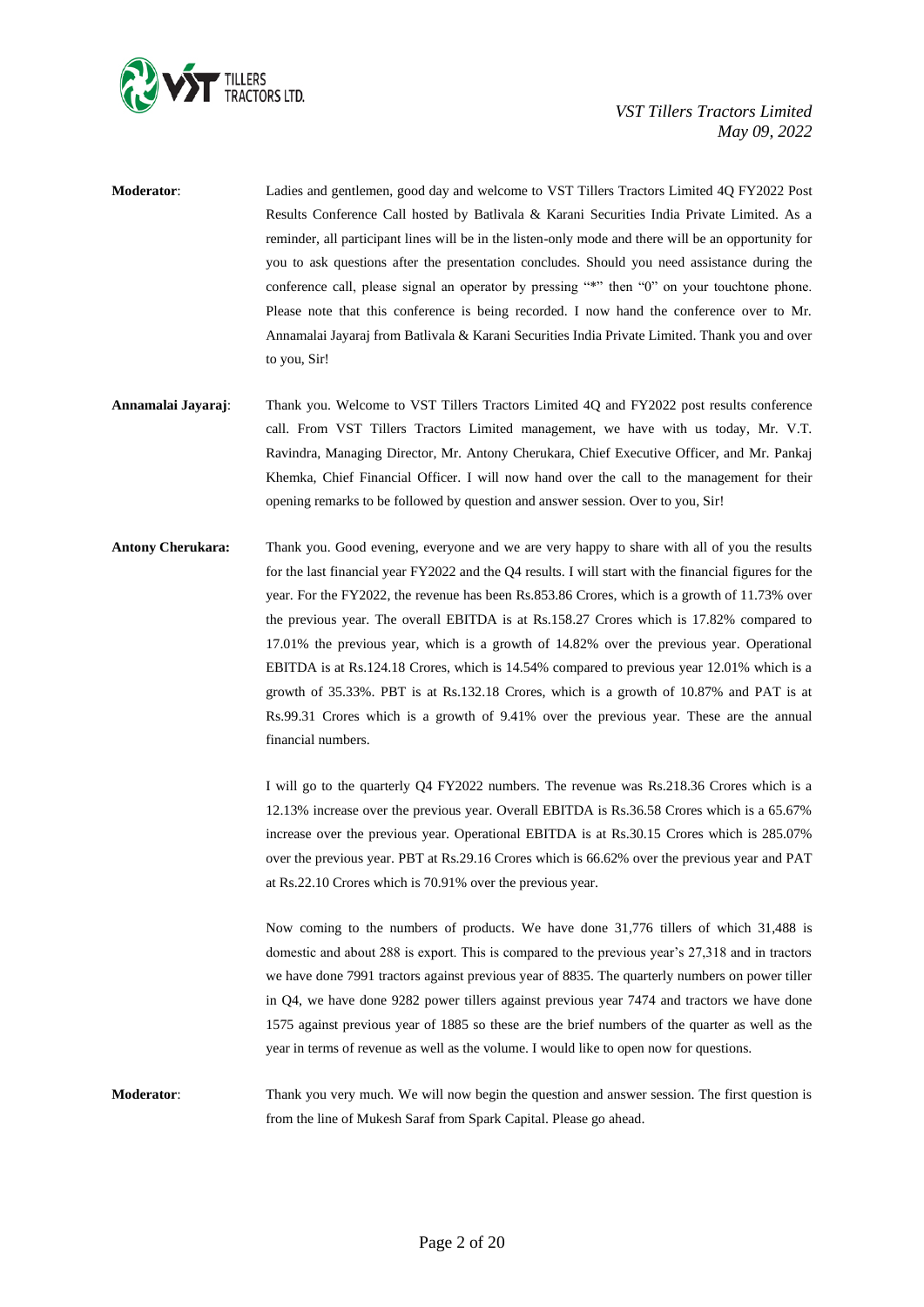**Moderator**: Ladies and gentlemen, good day and welcome to VST Tillers Tractors Limited 4Q FY2022 Post Results Conference Call hosted by Batlivala & Karani Securities India Private Limited. As a reminder, all participant lines will be in the listen-only mode and there will be an opportunity for you to ask questions after the presentation concludes. Should you need assistance during the conference call, please signal an operator by pressing "*" then "0" on your touchtone phone. Please note that this conference is being recorded. I now hand the conference over to Mr. Annamalai Jayaraj from Batlivala & Karani Securities India Private Limited. Thank you and over to you, Sir!

**Annamalai Jayaraj**: Thank you. Welcome to VST Tillers Tractors Limited 4Q and FY2022 post results conference call. From VST Tillers Tractors Limited management, we have with us today, Mr. V.T. Ravindra, Managing Director, Mr. Antony Cherukara, Chief Executive Officer, and Mr. Pankaj Khemka, Chief Financial Officer. I will now hand over the call to the management for their opening remarks to be followed by question and answer session. Over to you, Sir!

**Antony Cherukara:** Thank you. Good evening, everyone and we are very happy to share with all of you the results for the last financial year FY2022 and the Q4 results. I will start with the financial figures for the year. For the FY2022, the revenue has been Rs.853.86 Crores, which is a growth of 11.73% over the previous year. The overall EBITDA is at Rs.158.27 Crores which is 17.82% compared to 17.01% the previous year, which is a growth of 14.82% over the previous year. Operational EBITDA is at Rs.124.18 Crores, which is 14.54% compared to previous year 12.01% which is a growth of 35.33%. PBT is at Rs.132.18 Crores, which is a growth of 10.87% and PAT is at Rs.99.31 Crores which is a growth of 9.41% over the previous year. These are the annual financial numbers.

I will go to the quarterly Q4 FY2022 numbers. The revenue was Rs.218.36 Crores which is a 12.13% increase over the previous year. Overall EBITDA is Rs.36.58 Crores which is a 65.67% increase over the previous year. Operational EBITDA is at Rs.30.15 Crores which is 285.07% over the previous year. PBT at Rs.29.16 Crores which is 66.62% over the previous year and PAT at Rs.22.10 Crores which is 70.91% over the previous year.

Now coming to the numbers of products. We have done 31,776 tillers of which 31,488 is domestic and about 288 is export. This is compared to the previous year's 27,318 and in tractors we have done 7991 tractors against previous year of 8835. The quarterly numbers on power tiller in Q4, we have done 9282 power tillers against previous year 7474 and tractors we have done 1575 against previous year of 1885 so these are the brief numbers of the quarter as well as the year in terms of revenue as well as the volume. I would like to open now for questions.

**Moderator**: Thank you very much. We will now begin the question and answer session. The first question is from the line of Mukesh Saraf from Spark Capital. Please go ahead.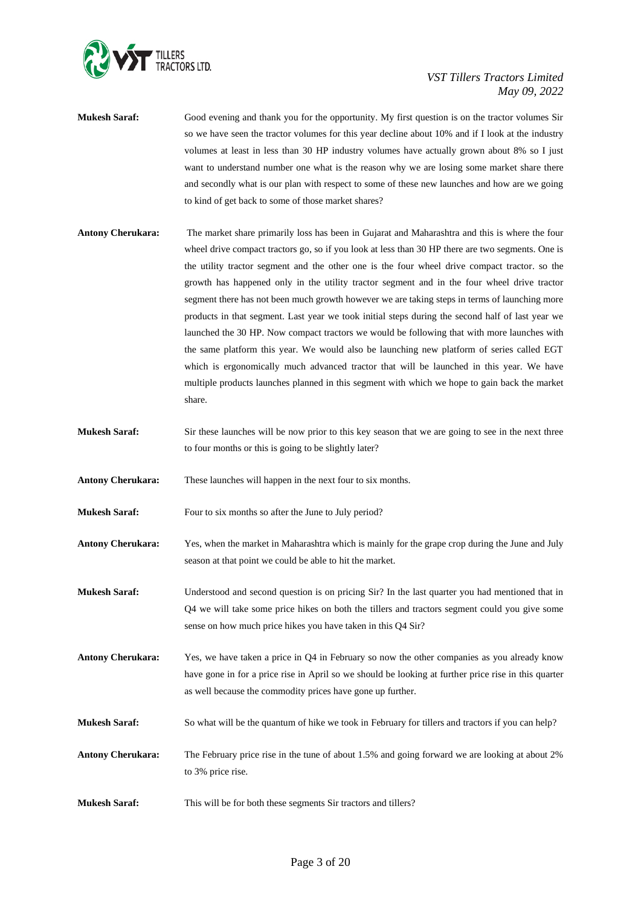**Mukesh Saraf:** Good evening and thank you for the opportunity. My first question is on the tractor volumes Sir so we have seen the tractor volumes for this year decline about 10% and if I look at the industry volumes at least in less than 30 HP industry volumes have actually grown about 8% so I just want to understand number one what is the reason why we are losing some market share there and secondly what is our plan with respect to some of these new launches and how are we going to kind of get back to some of those market shares?

**Antony Cherukara:** The market share primarily loss has been in Gujarat and Maharashtra and this is where the four wheel drive compact tractors go, so if you look at less than 30 HP there are two segments. One is the utility tractor segment and the other one is the four wheel drive compact tractor. so the growth has happened only in the utility tractor segment and in the four wheel drive tractor segment there has not been much growth however we are taking steps in terms of launching more products in that segment. Last year we took initial steps during the second half of last year we launched the 30 HP. Now compact tractors we would be following that with more launches with the same platform this year. We would also be launching new platform of series called EGT which is ergonomically much advanced tractor that will be launched in this year. We have multiple products launches planned in this segment with which we hope to gain back the market share.

**Mukesh Saraf:** Sir these launches will be now prior to this key season that we are going to see in the next three to four months or this is going to be slightly later?

**Antony Cherukara:** These launches will happen in the next four to six months.

**Mukesh Saraf:** Four to six months so after the June to July period?

**Antony Cherukara:** Yes, when the market in Maharashtra which is mainly for the grape crop during the June and July season at that point we could be able to hit the market.

**Mukesh Saraf:** Understood and second question is on pricing Sir? In the last quarter you had mentioned that in Q4 we will take some price hikes on both the tillers and tractors segment could you give some sense on how much price hikes you have taken in this Q4 Sir?

**Antony Cherukara:** Yes, we have taken a price in Q4 in February so now the other companies as you already know have gone in for a price rise in April so we should be looking at further price rise in this quarter as well because the commodity prices have gone up further.

**Mukesh Saraf:** So what will be the quantum of hike we took in February for tillers and tractors if you can help?

**Antony Cherukara:** The February price rise in the tune of about 1.5% and going forward we are looking at about 2% to 3% price rise.

**Mukesh Saraf:** This will be for both these segments Sir tractors and tillers?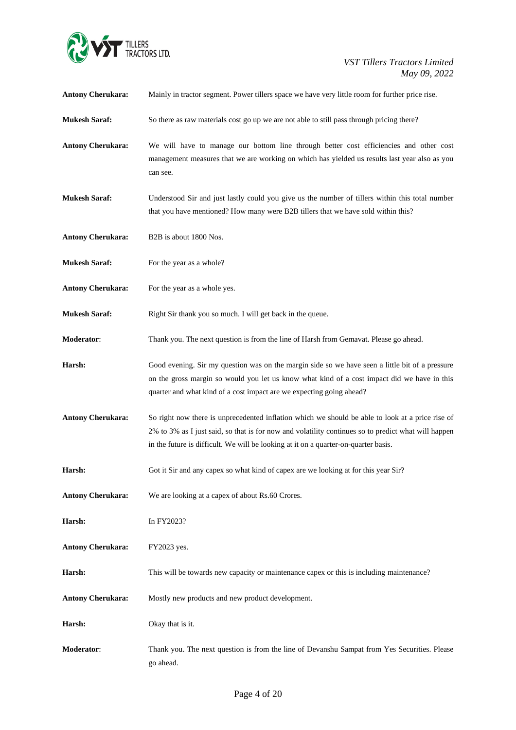**Antony Cherukara:** Mainly in tractor segment. Power tillers space we have very little room for further price rise.

**Mukesh Saraf:** So there as raw materials cost go up we are not able to still pass through pricing there?

**Antony Cherukara:** We will have to manage our bottom line through better cost efficiencies and other cost management measures that we are working on which has yielded us results last year also as you can see.

**Mukesh Saraf:** Understood Sir and just lastly could you give us the number of tillers within this total number that you have mentioned? How many were B2B tillers that we have sold within this?

**Antony Cherukara:** B2B is about 1800 Nos.

**Mukesh Saraf:** For the year as a whole?

**Antony Cherukara:** For the year as a whole yes.

**Mukesh Saraf:** Right Sir thank you so much. I will get back in the queue.

**Moderator**: Thank you. The next question is from the line of Harsh from Gemavat. Please go ahead.

**Harsh:** Good evening. Sir my question was on the margin side so we have seen a little bit of a pressure on the gross margin so would you let us know what kind of a cost impact did we have in this quarter and what kind of a cost impact are we expecting going ahead?

**Antony Cherukara:** So right now there is unprecedented inflation which we should be able to look at a price rise of 2% to 3% as I just said, so that is for now and volatility continues so to predict what will happen in the future is difficult. We will be looking at it on a quarter-on-quarter basis.

**Harsh:** Got it Sir and any capex so what kind of capex are we looking at for this year Sir?

**Antony Cherukara:** We are looking at a capex of about Rs.60 Crores.

**Harsh:** In FY2023?

**Antony Cherukara:** FY2023 yes.

**Harsh:** This will be towards new capacity or maintenance capex or this is including maintenance?

**Antony Cherukara:** Mostly new products and new product development.

**Harsh:** Okay that is it.

**Moderator**: Thank you. The next question is from the line of Devanshu Sampat from Yes Securities. Please go ahead.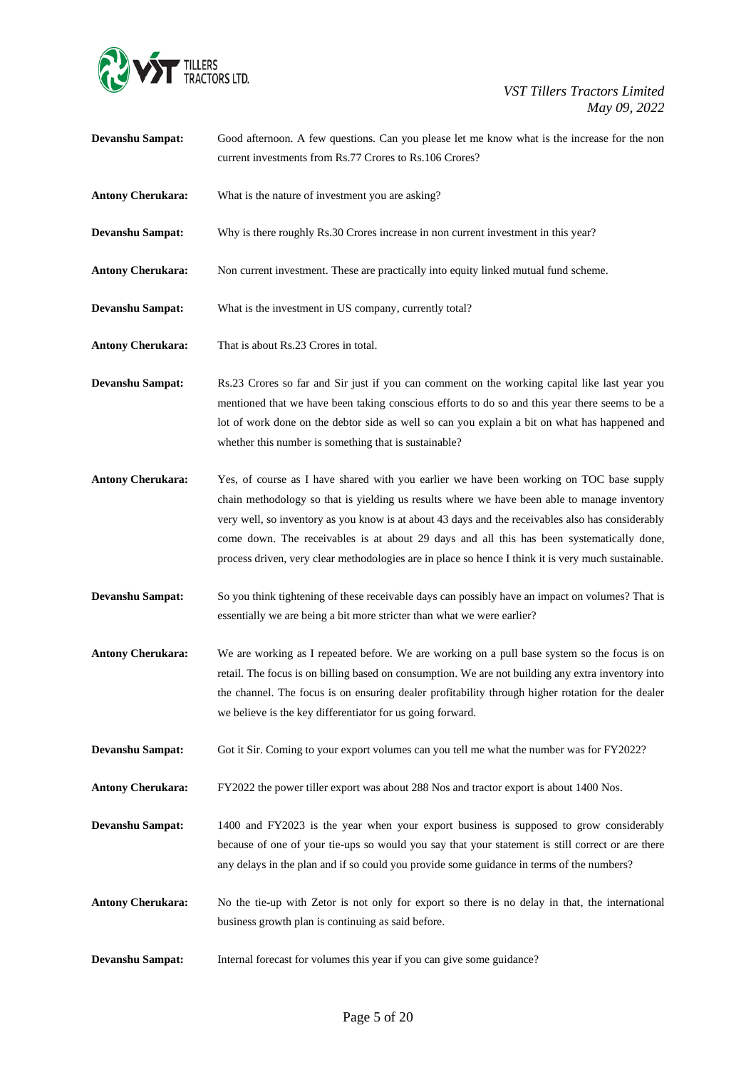**Devanshu Sampat:** Good afternoon. A few questions. Can you please let me know what is the increase for the non current investments from Rs.77 Crores to Rs.106 Crores?

**Antony Cherukara:** What is the nature of investment you are asking?

**Devanshu Sampat:** Why is there roughly Rs.30 Crores increase in non current investment in this year?

**Antony Cherukara:** Non current investment. These are practically into equity linked mutual fund scheme.

**Devanshu Sampat:** What is the investment in US company, currently total?

**Antony Cherukara:** That is about Rs.23 Crores in total.

**Devanshu Sampat:** Rs.23 Crores so far and Sir just if you can comment on the working capital like last year you mentioned that we have been taking conscious efforts to do so and this year there seems to be a lot of work done on the debtor side as well so can you explain a bit on what has happened and whether this number is something that is sustainable?

**Antony Cherukara:** Yes, of course as I have shared with you earlier we have been working on TOC base supply chain methodology so that is yielding us results where we have been able to manage inventory very well, so inventory as you know is at about 43 days and the receivables also has considerably come down. The receivables is at about 29 days and all this has been systematically done, process driven, very clear methodologies are in place so hence I think it is very much sustainable.

**Devanshu Sampat:** So you think tightening of these receivable days can possibly have an impact on volumes? That is essentially we are being a bit more stricter than what we were earlier?

**Antony Cherukara:** We are working as I repeated before. We are working on a pull base system so the focus is on retail. The focus is on billing based on consumption. We are not building any extra inventory into the channel. The focus is on ensuring dealer profitability through higher rotation for the dealer we believe is the key differentiator for us going forward.

**Devanshu Sampat:** Got it Sir. Coming to your export volumes can you tell me what the number was for FY2022?

**Antony Cherukara:** FY2022 the power tiller export was about 288 Nos and tractor export is about 1400 Nos.

**Devanshu Sampat:** 1400 and FY2023 is the year when your export business is supposed to grow considerably because of one of your tie-ups so would you say that your statement is still correct or are there any delays in the plan and if so could you provide some guidance in terms of the numbers?

**Antony Cherukara:** No the tie-up with Zetor is not only for export so there is no delay in that, the international business growth plan is continuing as said before.

**Devanshu Sampat:** Internal forecast for volumes this year if you can give some guidance?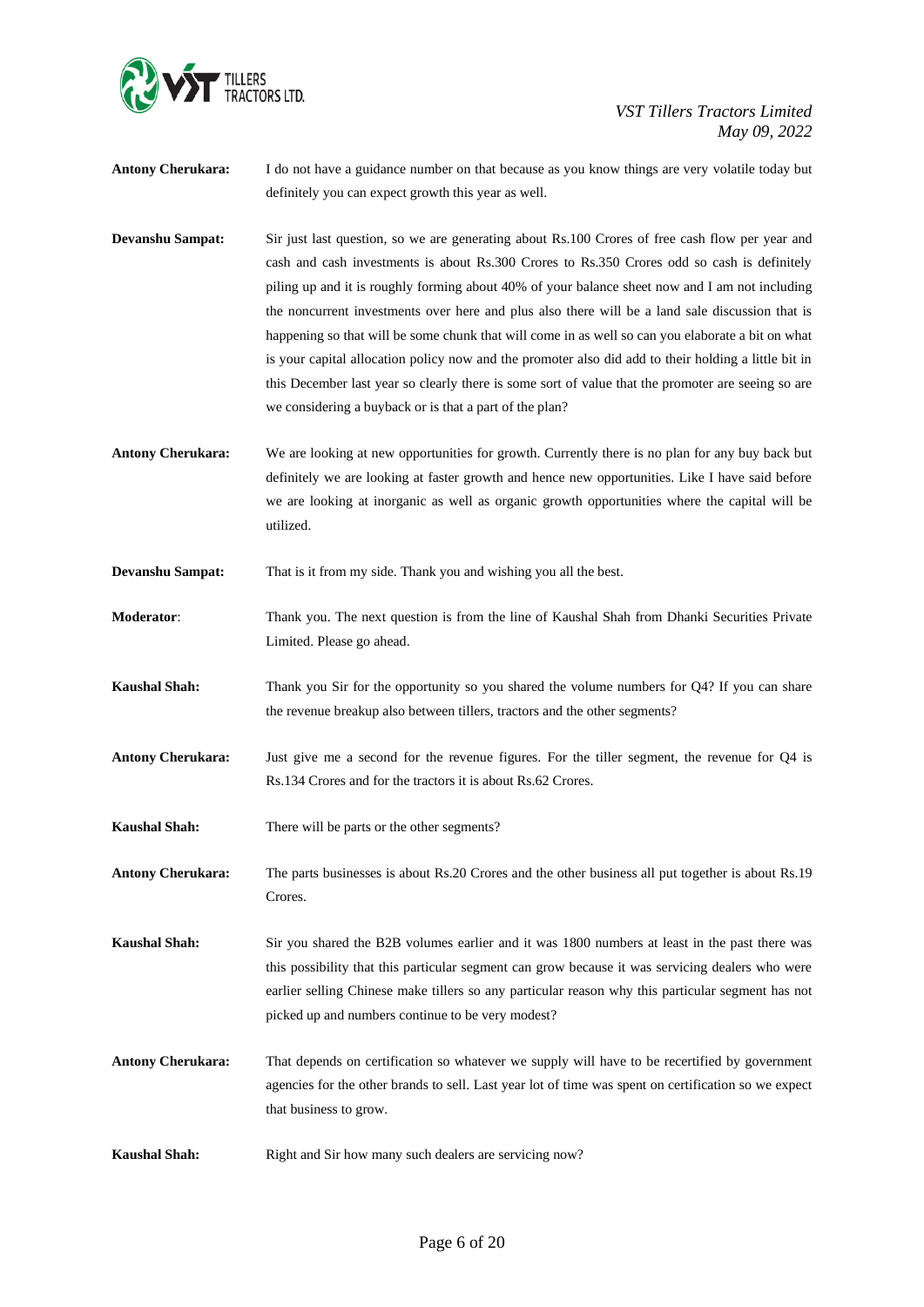**Antony Cherukara:** I do not have a guidance number on that because as you know things are very volatile today but definitely you can expect growth this year as well.

**Devanshu Sampat:** Sir just last question, so we are generating about Rs.100 Crores of free cash flow per year and cash and cash investments is about Rs.300 Crores to Rs.350 Crores odd so cash is definitely piling up and it is roughly forming about 40% of your balance sheet now and I am not including the noncurrent investments over here and plus also there will be a land sale discussion that is happening so that will be some chunk that will come in as well so can you elaborate a bit on what is your capital allocation policy now and the promoter also did add to their holding a little bit in this December last year so clearly there is some sort of value that the promoter are seeing so are we considering a buyback or is that a part of the plan?

**Antony Cherukara:** We are looking at new opportunities for growth. Currently there is no plan for any buy back but definitely we are looking at faster growth and hence new opportunities. Like I have said before we are looking at inorganic as well as organic growth opportunities where the capital will be utilized.

**Devanshu Sampat:** That is it from my side. Thank you and wishing you all the best.

**Moderator**: Thank you. The next question is from the line of Kaushal Shah from Dhanki Securities Private Limited. Please go ahead.

**Kaushal Shah:** Thank you Sir for the opportunity so you shared the volume numbers for Q4? If you can share the revenue breakup also between tillers, tractors and the other segments?

**Antony Cherukara:** Just give me a second for the revenue figures. For the tiller segment, the revenue for Q4 is Rs.134 Crores and for the tractors it is about Rs.62 Crores.

**Kaushal Shah:** There will be parts or the other segments?

**Antony Cherukara:** The parts businesses is about Rs.20 Crores and the other business all put together is about Rs.19 Crores.

**Kaushal Shah:** Sir you shared the B2B volumes earlier and it was 1800 numbers at least in the past there was this possibility that this particular segment can grow because it was servicing dealers who were earlier selling Chinese make tillers so any particular reason why this particular segment has not picked up and numbers continue to be very modest?

**Antony Cherukara:** That depends on certification so whatever we supply will have to be recertified by government agencies for the other brands to sell. Last year lot of time was spent on certification so we expect that business to grow.

**Kaushal Shah:** Right and Sir how many such dealers are servicing now?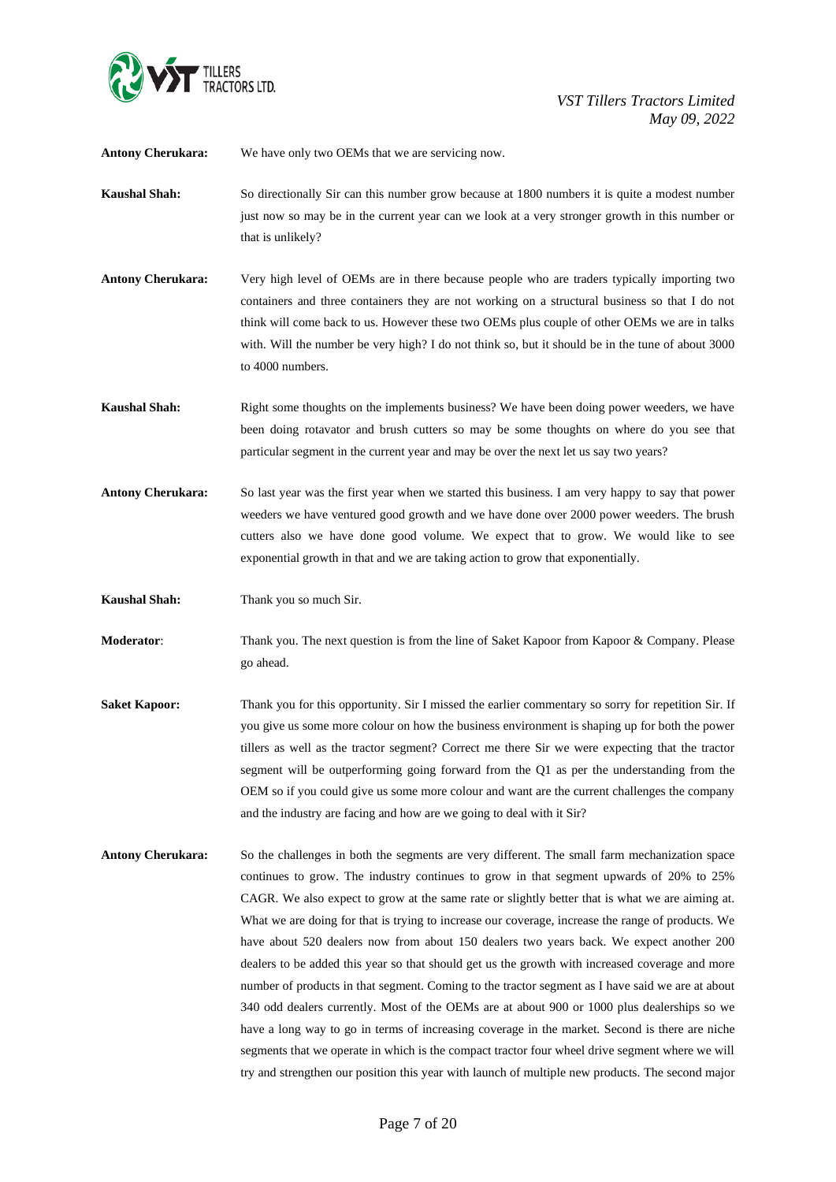**Antony Cherukara:** We have only two OEMs that we are servicing now.

**Kaushal Shah:** So directionally Sir can this number grow because at 1800 numbers it is quite a modest number just now so may be in the current year can we look at a very stronger growth in this number or that is unlikely?

**Antony Cherukara:** Very high level of OEMs are in there because people who are traders typically importing two containers and three containers they are not working on a structural business so that I do not think will come back to us. However these two OEMs plus couple of other OEMs we are in talks with. Will the number be very high? I do not think so, but it should be in the tune of about 3000 to 4000 numbers.

**Kaushal Shah:** Right some thoughts on the implements business? We have been doing power weeders, we have been doing rotavator and brush cutters so may be some thoughts on where do you see that particular segment in the current year and may be over the next let us say two years?

**Antony Cherukara:** So last year was the first year when we started this business. I am very happy to say that power weeders we have ventured good growth and we have done over 2000 power weeders. The brush cutters also we have done good volume. We expect that to grow. We would like to see exponential growth in that and we are taking action to grow that exponentially.

**Kaushal Shah:** Thank you so much Sir.

**Moderator**: Thank you. The next question is from the line of Saket Kapoor from Kapoor & Company. Please go ahead.

**Saket Kapoor:** Thank you for this opportunity. Sir I missed the earlier commentary so sorry for repetition Sir. If you give us some more colour on how the business environment is shaping up for both the power tillers as well as the tractor segment? Correct me there Sir we were expecting that the tractor segment will be outperforming going forward from the Q1 as per the understanding from the OEM so if you could give us some more colour and want are the current challenges the company and the industry are facing and how are we going to deal with it Sir?

**Antony Cherukara:** So the challenges in both the segments are very different. The small farm mechanization space continues to grow. The industry continues to grow in that segment upwards of 20% to 25% CAGR. We also expect to grow at the same rate or slightly better that is what we are aiming at. What we are doing for that is trying to increase our coverage, increase the range of products. We have about 520 dealers now from about 150 dealers two years back. We expect another 200 dealers to be added this year so that should get us the growth with increased coverage and more number of products in that segment. Coming to the tractor segment as I have said we are at about 340 odd dealers currently. Most of the OEMs are at about 900 or 1000 plus dealerships so we have a long way to go in terms of increasing coverage in the market. Second is there are niche segments that we operate in which is the compact tractor four wheel drive segment where we will try and strengthen our position this year with launch of multiple new products. The second major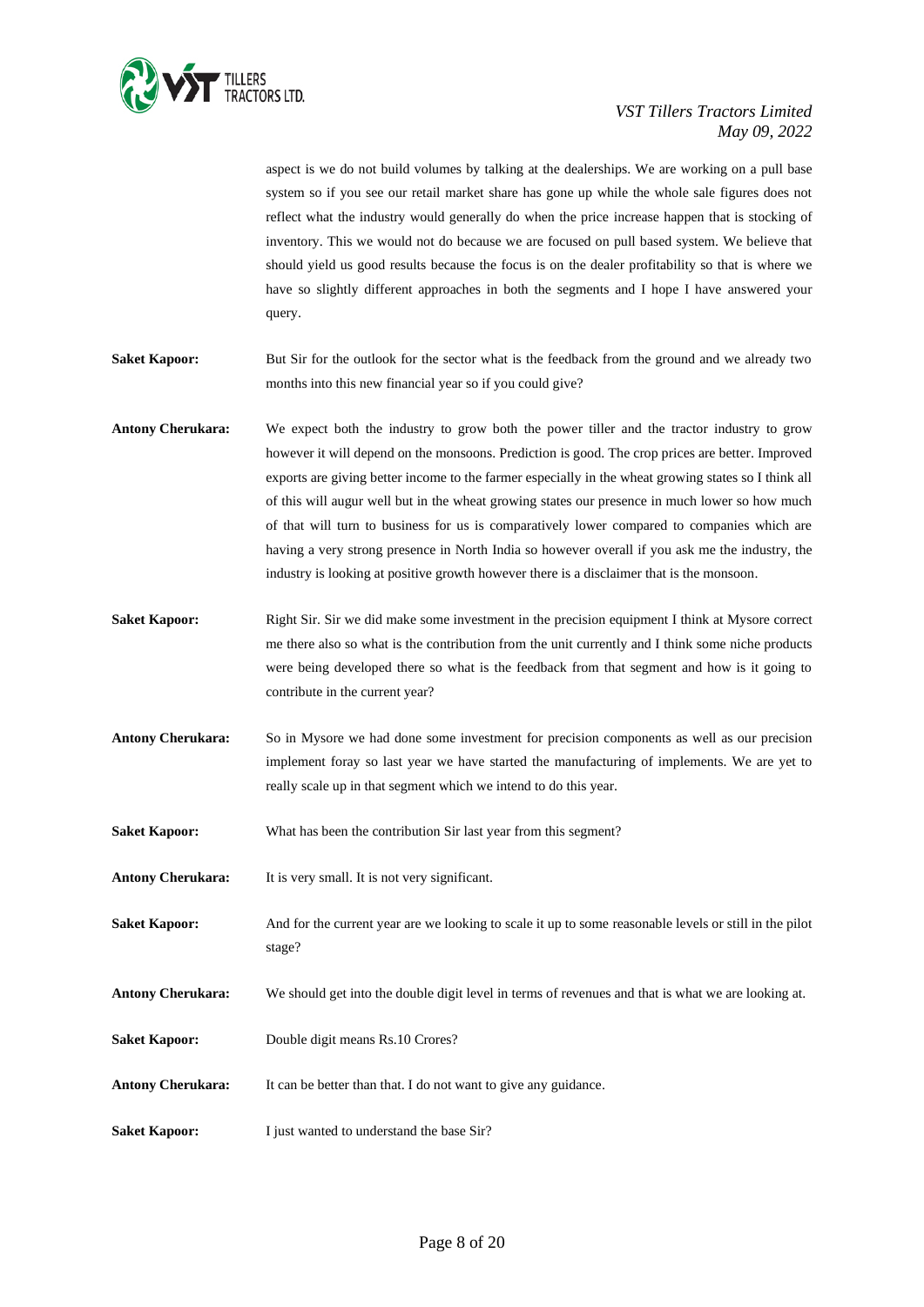aspect is we do not build volumes by talking at the dealerships. We are working on a pull base system so if you see our retail market share has gone up while the whole sale figures does not reflect what the industry would generally do when the price increase happen that is stocking of inventory. This we would not do because we are focused on pull based system. We believe that should yield us good results because the focus is on the dealer profitability so that is where we have so slightly different approaches in both the segments and I hope I have answered your query.

**Saket Kapoor:** But Sir for the outlook for the sector what is the feedback from the ground and we already two months into this new financial year so if you could give?

**Antony Cherukara:** We expect both the industry to grow both the power tiller and the tractor industry to grow however it will depend on the monsoons. Prediction is good. The crop prices are better. Improved exports are giving better income to the farmer especially in the wheat growing states so I think all of this will augur well but in the wheat growing states our presence in much lower so how much of that will turn to business for us is comparatively lower compared to companies which are having a very strong presence in North India so however overall if you ask me the industry, the industry is looking at positive growth however there is a disclaimer that is the monsoon.

**Saket Kapoor:** Right Sir. Sir we did make some investment in the precision equipment I think at Mysore correct me there also so what is the contribution from the unit currently and I think some niche products were being developed there so what is the feedback from that segment and how is it going to contribute in the current year?

**Antony Cherukara:** So in Mysore we had done some investment for precision components as well as our precision implement foray so last year we have started the manufacturing of implements. We are yet to really scale up in that segment which we intend to do this year.

**Saket Kapoor:** What has been the contribution Sir last year from this segment?

**Antony Cherukara:** It is very small. It is not very significant.

**Saket Kapoor:** And for the current year are we looking to scale it up to some reasonable levels or still in the pilot stage?

**Antony Cherukara:** We should get into the double digit level in terms of revenues and that is what we are looking at.

**Saket Kapoor:** Double digit means Rs.10 Crores?

**Antony Cherukara:** It can be better than that. I do not want to give any guidance.

**Saket Kapoor:** I just wanted to understand the base Sir?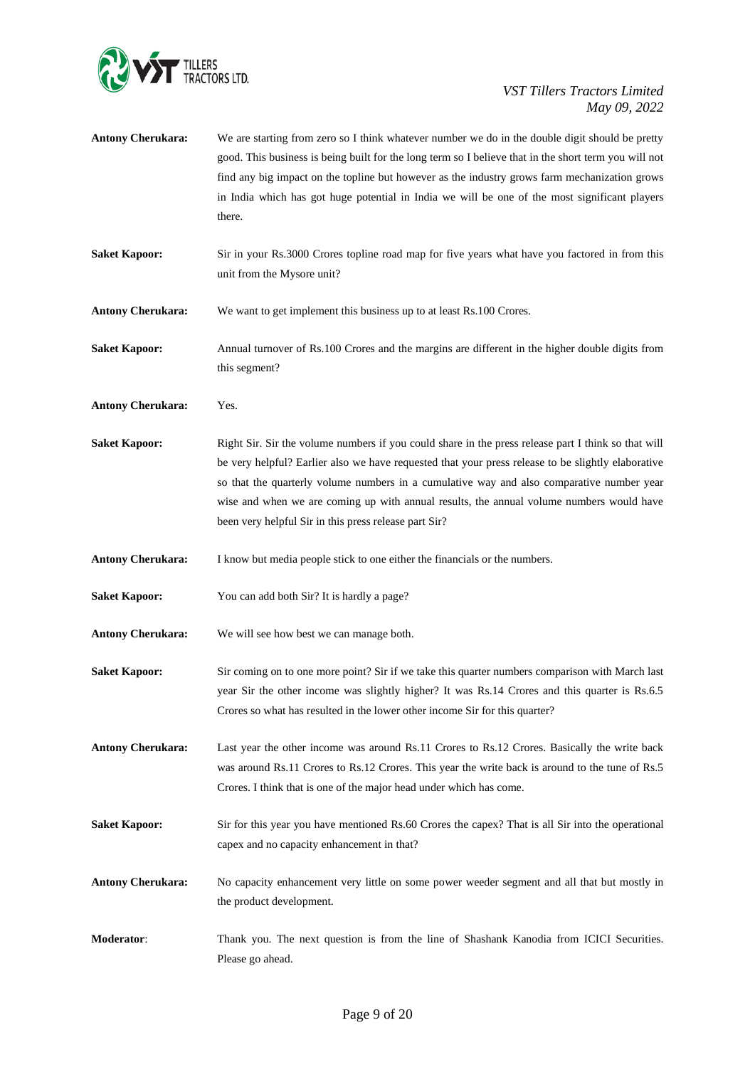**Antony Cherukara:** We are starting from zero so I think whatever number we do in the double digit should be pretty good. This business is being built for the long term so I believe that in the short term you will not find any big impact on the topline but however as the industry grows farm mechanization grows in India which has got huge potential in India we will be one of the most significant players there.

**Saket Kapoor:** Sir in your Rs.3000 Crores topline road map for five years what have you factored in from this unit from the Mysore unit?

**Antony Cherukara:** We want to get implement this business up to at least Rs.100 Crores.

**Saket Kapoor:** Annual turnover of Rs.100 Crores and the margins are different in the higher double digits from this segment?

**Antony Cherukara:** Yes.

**Saket Kapoor:** Right Sir. Sir the volume numbers if you could share in the press release part I think so that will be very helpful? Earlier also we have requested that your press release to be slightly elaborative so that the quarterly volume numbers in a cumulative way and also comparative number year wise and when we are coming up with annual results, the annual volume numbers would have been very helpful Sir in this press release part Sir?

**Antony Cherukara:** I know but media people stick to one either the financials or the numbers.

**Saket Kapoor:** You can add both Sir? It is hardly a page?

**Antony Cherukara:** We will see how best we can manage both.

**Saket Kapoor:** Sir coming on to one more point? Sir if we take this quarter numbers comparison with March last year Sir the other income was slightly higher? It was Rs.14 Crores and this quarter is Rs.6.5 Crores so what has resulted in the lower other income Sir for this quarter?

**Antony Cherukara:** Last year the other income was around Rs.11 Crores to Rs.12 Crores. Basically the write back was around Rs.11 Crores to Rs.12 Crores. This year the write back is around to the tune of Rs.5 Crores. I think that is one of the major head under which has come.

**Saket Kapoor:** Sir for this year you have mentioned Rs.60 Crores the capex? That is all Sir into the operational capex and no capacity enhancement in that?

**Antony Cherukara:** No capacity enhancement very little on some power weeder segment and all that but mostly in the product development.

**Moderator**: Thank you. The next question is from the line of Shashank Kanodia from ICICI Securities. Please go ahead.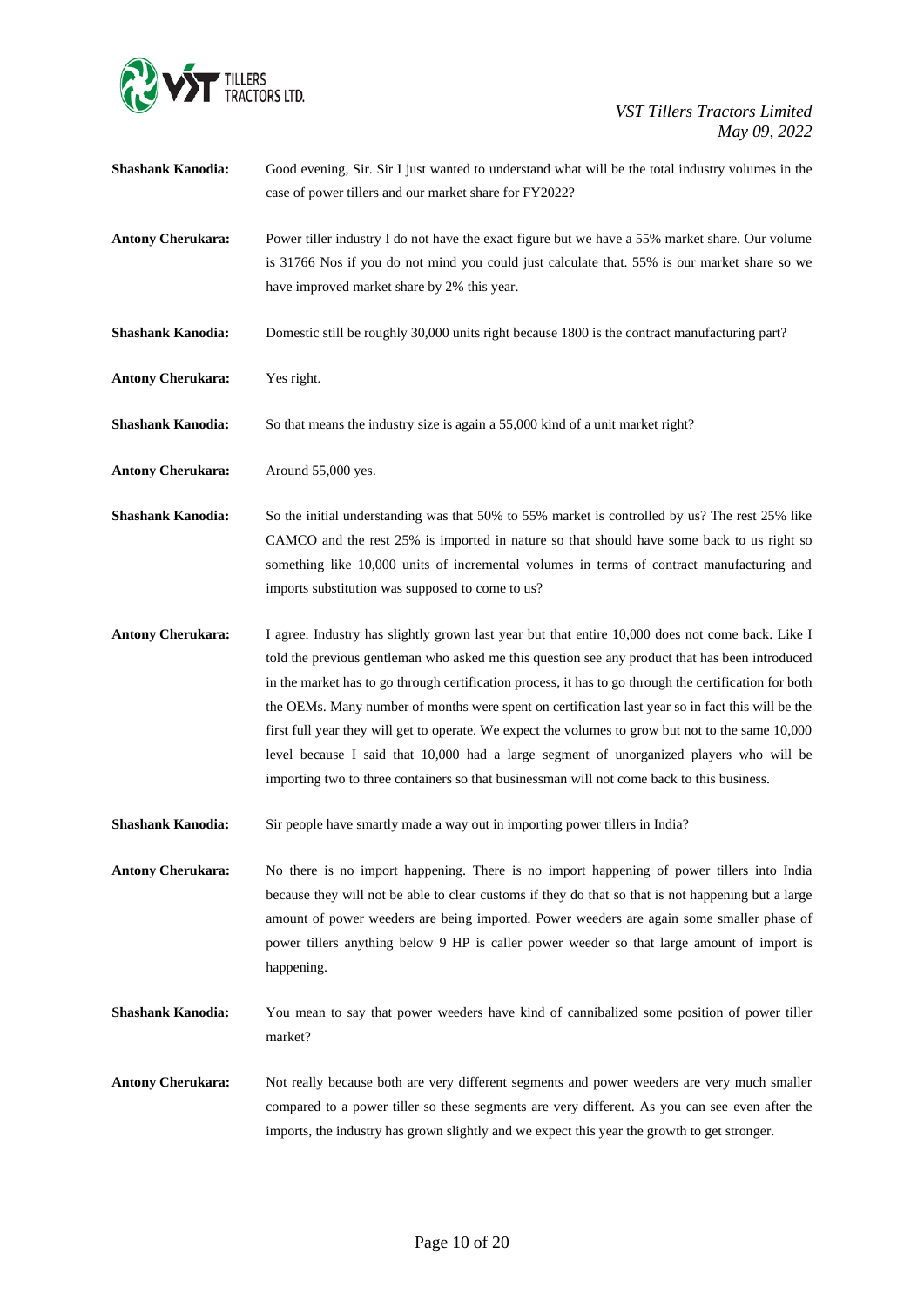**Shashank Kanodia:** Good evening, Sir. Sir I just wanted to understand what will be the total industry volumes in the case of power tillers and our market share for FY2022?

**Antony Cherukara:** Power tiller industry I do not have the exact figure but we have a 55% market share. Our volume is 31766 Nos if you do not mind you could just calculate that. 55% is our market share so we have improved market share by 2% this year.

**Shashank Kanodia:** Domestic still be roughly 30,000 units right because 1800 is the contract manufacturing part?

**Antony Cherukara:** Yes right.

**Shashank Kanodia:** So that means the industry size is again a 55,000 kind of a unit market right?

**Antony Cherukara:** Around 55,000 yes.

**Shashank Kanodia:** So the initial understanding was that 50% to 55% market is controlled by us? The rest 25% like CAMCO and the rest 25% is imported in nature so that should have some back to us right so something like 10,000 units of incremental volumes in terms of contract manufacturing and imports substitution was supposed to come to us?

**Antony Cherukara:** I agree. Industry has slightly grown last year but that entire 10,000 does not come back. Like I told the previous gentleman who asked me this question see any product that has been introduced in the market has to go through certification process, it has to go through the certification for both the OEMs. Many number of months were spent on certification last year so in fact this will be the first full year they will get to operate. We expect the volumes to grow but not to the same 10,000 level because I said that 10,000 had a large segment of unorganized players who will be importing two to three containers so that businessman will not come back to this business.

**Shashank Kanodia:** Sir people have smartly made a way out in importing power tillers in India?

**Antony Cherukara:** No there is no import happening. There is no import happening of power tillers into India because they will not be able to clear customs if they do that so that is not happening but a large amount of power weeders are being imported. Power weeders are again some smaller phase of power tillers anything below 9 HP is caller power weeder so that large amount of import is happening.

**Shashank Kanodia:** You mean to say that power weeders have kind of cannibalized some position of power tiller market?

**Antony Cherukara:** Not really because both are very different segments and power weeders are very much smaller compared to a power tiller so these segments are very different. As you can see even after the imports, the industry has grown slightly and we expect this year the growth to get stronger.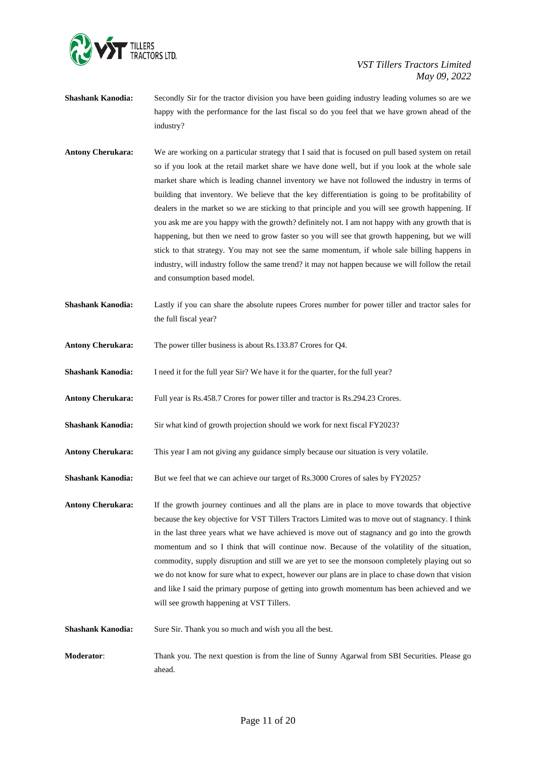**Shashank Kanodia:** Secondly Sir for the tractor division you have been guiding industry leading volumes so are we happy with the performance for the last fiscal so do you feel that we have grown ahead of the industry?

**Antony Cherukara:** We are working on a particular strategy that I said that is focused on pull based system on retail so if you look at the retail market share we have done well, but if you look at the whole sale market share which is leading channel inventory we have not followed the industry in terms of building that inventory. We believe that the key differentiation is going to be profitability of dealers in the market so we are sticking to that principle and you will see growth happening. If you ask me are you happy with the growth? definitely not. I am not happy with any growth that is happening, but then we need to grow faster so you will see that growth happening, but we will stick to that strategy. You may not see the same momentum, if whole sale billing happens in industry, will industry follow the same trend? it may not happen because we will follow the retail and consumption based model.

**Shashank Kanodia:** Lastly if you can share the absolute rupees Crores number for power tiller and tractor sales for the full fiscal year?

**Antony Cherukara:** The power tiller business is about Rs.133.87 Crores for Q4.

**Shashank Kanodia:** I need it for the full year Sir? We have it for the quarter, for the full year?

**Antony Cherukara:** Full year is Rs.458.7 Crores for power tiller and tractor is Rs.294.23 Crores.

**Shashank Kanodia:** Sir what kind of growth projection should we work for next fiscal FY2023?

**Antony Cherukara:** This year I am not giving any guidance simply because our situation is very volatile.

**Shashank Kanodia:** But we feel that we can achieve our target of Rs.3000 Crores of sales by FY2025?

**Antony Cherukara:** If the growth journey continues and all the plans are in place to move towards that objective because the key objective for VST Tillers Tractors Limited was to move out of stagnancy. I think in the last three years what we have achieved is move out of stagnancy and go into the growth momentum and so I think that will continue now. Because of the volatility of the situation, commodity, supply disruption and still we are yet to see the monsoon completely playing out so we do not know for sure what to expect, however our plans are in place to chase down that vision and like I said the primary purpose of getting into growth momentum has been achieved and we will see growth happening at VST Tillers.

**Shashank Kanodia:** Sure Sir. Thank you so much and wish you all the best.

**Moderator**: Thank you. The next question is from the line of Sunny Agarwal from SBI Securities. Please go ahead.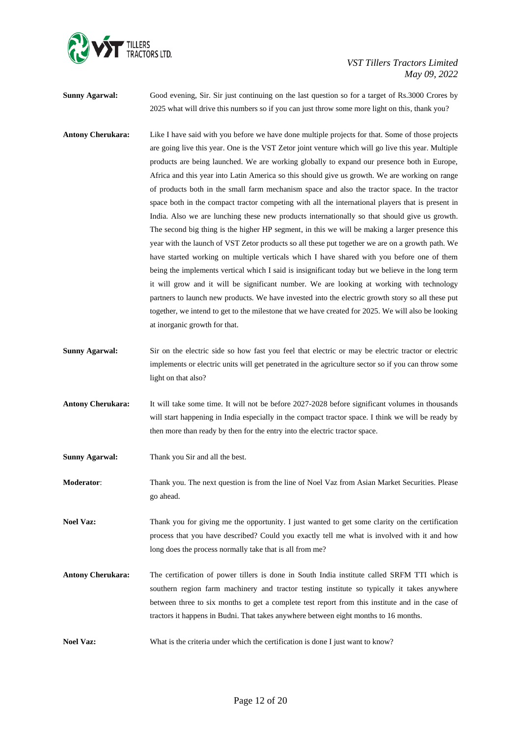**Sunny Agarwal:** Good evening, Sir. Sir just continuing on the last question so for a target of Rs.3000 Crores by 2025 what will drive this numbers so if you can just throw some more light on this, thank you?

**Antony Cherukara:** Like I have said with you before we have done multiple projects for that. Some of those projects are going live this year. One is the VST Zetor joint venture which will go live this year. Multiple products are being launched. We are working globally to expand our presence both in Europe, Africa and this year into Latin America so this should give us growth. We are working on range of products both in the small farm mechanism space and also the tractor space. In the tractor space both in the compact tractor competing with all the international players that is present in India. Also we are lunching these new products internationally so that should give us growth. The second big thing is the higher HP segment, in this we will be making a larger presence this year with the launch of VST Zetor products so all these put together we are on a growth path. We have started working on multiple verticals which I have shared with you before one of them being the implements vertical which I said is insignificant today but we believe in the long term it will grow and it will be significant number. We are looking at working with technology partners to launch new products. We have invested into the electric growth story so all these put together, we intend to get to the milestone that we have created for 2025. We will also be looking at inorganic growth for that.

**Sunny Agarwal:** Sir on the electric side so how fast you feel that electric or may be electric tractor or electric implements or electric units will get penetrated in the agriculture sector so if you can throw some light on that also?

**Antony Cherukara:** It will take some time. It will not be before 2027-2028 before significant volumes in thousands will start happening in India especially in the compact tractor space. I think we will be ready by then more than ready by then for the entry into the electric tractor space.

**Sunny Agarwal:** Thank you Sir and all the best.

**Moderator**: Thank you. The next question is from the line of Noel Vaz from Asian Market Securities. Please go ahead.

**Noel Vaz:** Thank you for giving me the opportunity. I just wanted to get some clarity on the certification process that you have described? Could you exactly tell me what is involved with it and how long does the process normally take that is all from me?

**Antony Cherukara:** The certification of power tillers is done in South India institute called SRFM TTI which is southern region farm machinery and tractor testing institute so typically it takes anywhere between three to six months to get a complete test report from this institute and in the case of tractors it happens in Budni. That takes anywhere between eight months to 16 months.

**Noel Vaz:** What is the criteria under which the certification is done I just want to know?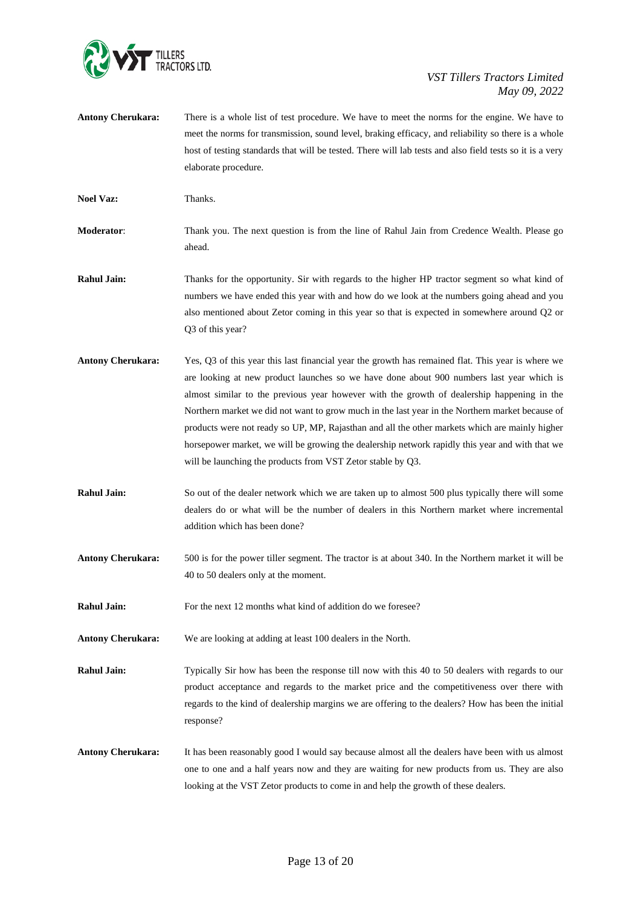**Antony Cherukara:** There is a whole list of test procedure. We have to meet the norms for the engine. We have to meet the norms for transmission, sound level, braking efficacy, and reliability so there is a whole host of testing standards that will be tested. There will lab tests and also field tests so it is a very elaborate procedure.

**Noel Vaz:** Thanks.

**Moderator**: Thank you. The next question is from the line of Rahul Jain from Credence Wealth. Please go ahead.

**Rahul Jain:** Thanks for the opportunity. Sir with regards to the higher HP tractor segment so what kind of numbers we have ended this year with and how do we look at the numbers going ahead and you also mentioned about Zetor coming in this year so that is expected in somewhere around Q2 or Q3 of this year?

**Antony Cherukara:** Yes, Q3 of this year this last financial year the growth has remained flat. This year is where we are looking at new product launches so we have done about 900 numbers last year which is almost similar to the previous year however with the growth of dealership happening in the Northern market we did not want to grow much in the last year in the Northern market because of products were not ready so UP, MP, Rajasthan and all the other markets which are mainly higher horsepower market, we will be growing the dealership network rapidly this year and with that we will be launching the products from VST Zetor stable by Q3.

**Rahul Jain:** So out of the dealer network which we are taken up to almost 500 plus typically there will some dealers do or what will be the number of dealers in this Northern market where incremental addition which has been done?

**Antony Cherukara:** 500 is for the power tiller segment. The tractor is at about 340. In the Northern market it will be 40 to 50 dealers only at the moment.

**Rahul Jain:** For the next 12 months what kind of addition do we foresee?

**Antony Cherukara:** We are looking at adding at least 100 dealers in the North.

**Rahul Jain:** Typically Sir how has been the response till now with this 40 to 50 dealers with regards to our product acceptance and regards to the market price and the competitiveness over there with regards to the kind of dealership margins we are offering to the dealers? How has been the initial response?

**Antony Cherukara:** It has been reasonably good I would say because almost all the dealers have been with us almost one to one and a half years now and they are waiting for new products from us. They are also looking at the VST Zetor products to come in and help the growth of these dealers.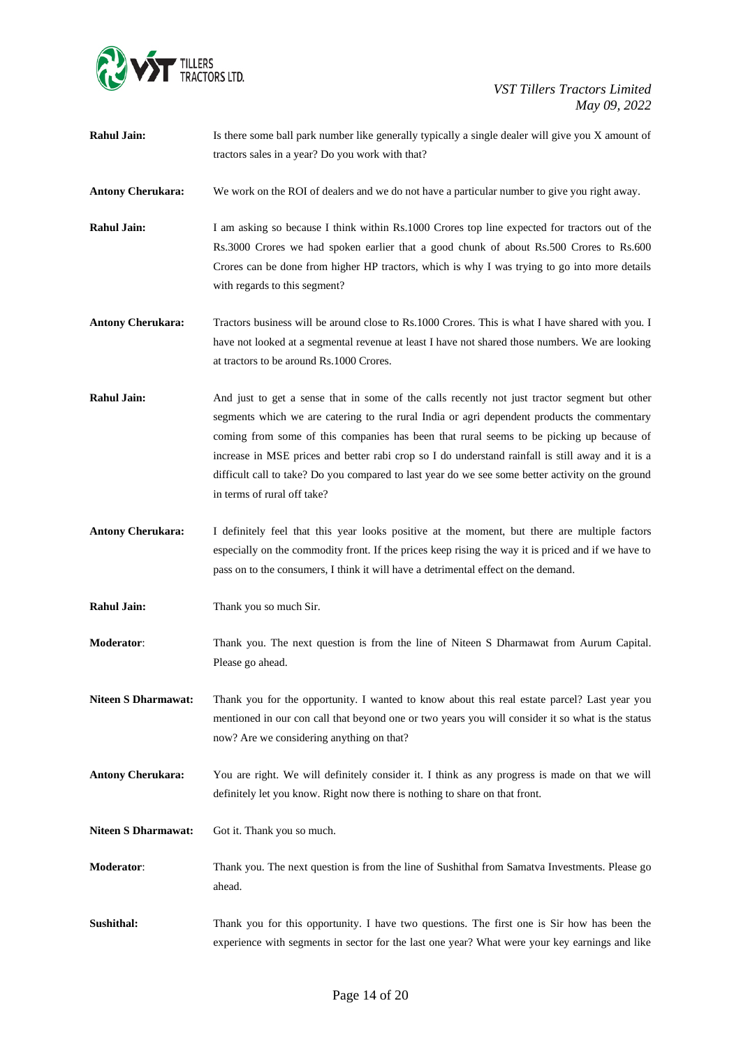**Rahul Jain:** Is there some ball park number like generally typically a single dealer will give you X amount of tractors sales in a year? Do you work with that?

**Antony Cherukara:** We work on the ROI of dealers and we do not have a particular number to give you right away.

**Rahul Jain:** I am asking so because I think within Rs.1000 Crores top line expected for tractors out of the Rs.3000 Crores we had spoken earlier that a good chunk of about Rs.500 Crores to Rs.600 Crores can be done from higher HP tractors, which is why I was trying to go into more details with regards to this segment?

**Antony Cherukara:** Tractors business will be around close to Rs.1000 Crores. This is what I have shared with you. I have not looked at a segmental revenue at least I have not shared those numbers. We are looking at tractors to be around Rs.1000 Crores.

**Rahul Jain:** And just to get a sense that in some of the calls recently not just tractor segment but other segments which we are catering to the rural India or agri dependent products the commentary coming from some of this companies has been that rural seems to be picking up because of increase in MSE prices and better rabi crop so I do understand rainfall is still away and it is a difficult call to take? Do you compared to last year do we see some better activity on the ground in terms of rural off take?

**Antony Cherukara:** I definitely feel that this year looks positive at the moment, but there are multiple factors especially on the commodity front. If the prices keep rising the way it is priced and if we have to pass on to the consumers, I think it will have a detrimental effect on the demand.

**Rahul Jain:** Thank you so much Sir.

**Moderator**: Thank you. The next question is from the line of Niteen S Dharmawat from Aurum Capital. Please go ahead.

**Niteen S Dharmawat:** Thank you for the opportunity. I wanted to know about this real estate parcel? Last year you mentioned in our con call that beyond one or two years you will consider it so what is the status now? Are we considering anything on that?

**Antony Cherukara:** You are right. We will definitely consider it. I think as any progress is made on that we will definitely let you know. Right now there is nothing to share on that front.

**Niteen S Dharmawat:** Got it. Thank you so much.

**Moderator**: Thank you. The next question is from the line of Sushithal from Samatva Investments. Please go ahead.

**Sushithal:** Thank you for this opportunity. I have two questions. The first one is Sir how has been the experience with segments in sector for the last one year? What were your key earnings and like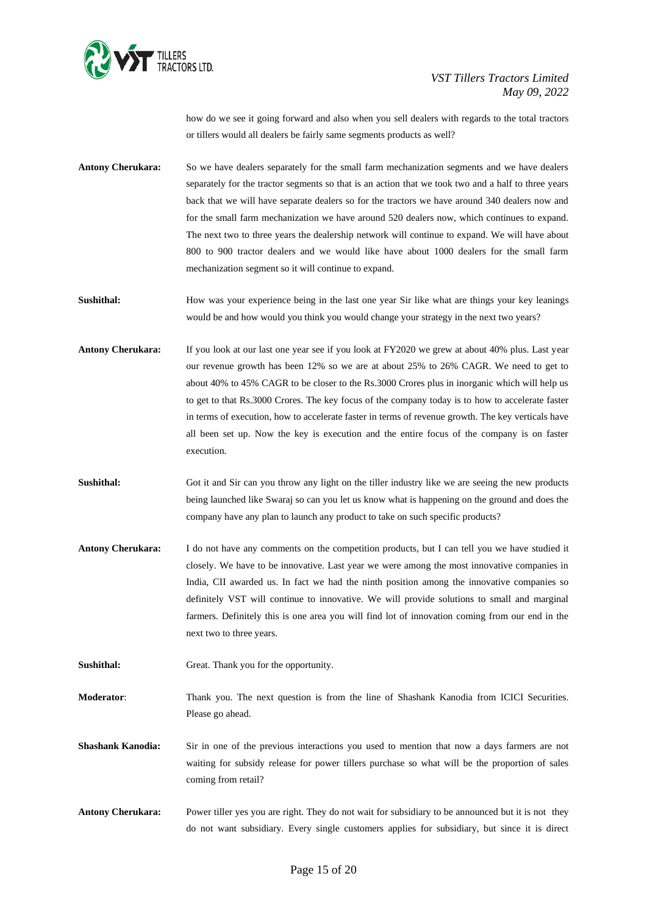how do we see it going forward and also when you sell dealers with regards to the total tractors or tillers would all dealers be fairly same segments products as well?

**Antony Cherukara:** So we have dealers separately for the small farm mechanization segments and we have dealers separately for the tractor segments so that is an action that we took two and a half to three years back that we will have separate dealers so for the tractors we have around 340 dealers now and for the small farm mechanization we have around 520 dealers now, which continues to expand. The next two to three years the dealership network will continue to expand. We will have about 800 to 900 tractor dealers and we would like have about 1000 dealers for the small farm mechanization segment so it will continue to expand.

**Sushithal:** How was your experience being in the last one year Sir like what are things your key leanings would be and how would you think you would change your strategy in the next two years?

**Antony Cherukara:** If you look at our last one year see if you look at FY2020 we grew at about 40% plus. Last year our revenue growth has been 12% so we are at about 25% to 26% CAGR. We need to get to about 40% to 45% CAGR to be closer to the Rs.3000 Crores plus in inorganic which will help us to get to that Rs.3000 Crores. The key focus of the company today is to how to accelerate faster in terms of execution, how to accelerate faster in terms of revenue growth. The key verticals have all been set up. Now the key is execution and the entire focus of the company is on faster execution.

**Sushithal:** Got it and Sir can you throw any light on the tiller industry like we are seeing the new products being launched like Swaraj so can you let us know what is happening on the ground and does the company have any plan to launch any product to take on such specific products?

**Antony Cherukara:** I do not have any comments on the competition products, but I can tell you we have studied it closely. We have to be innovative. Last year we were among the most innovative companies in India, CII awarded us. In fact we had the ninth position among the innovative companies so definitely VST will continue to innovative. We will provide solutions to small and marginal farmers. Definitely this is one area you will find lot of innovation coming from our end in the next two to three years.

**Sushithal:** Great. Thank you for the opportunity.

**Moderator**: Thank you. The next question is from the line of Shashank Kanodia from ICICI Securities. Please go ahead.

**Shashank Kanodia:** Sir in one of the previous interactions you used to mention that now a days farmers are not waiting for subsidy release for power tillers purchase so what will be the proportion of sales coming from retail?

**Antony Cherukara:** Power tiller yes you are right. They do not wait for subsidiary to be announced but it is not they do not want subsidiary. Every single customers applies for subsidiary, but since it is direct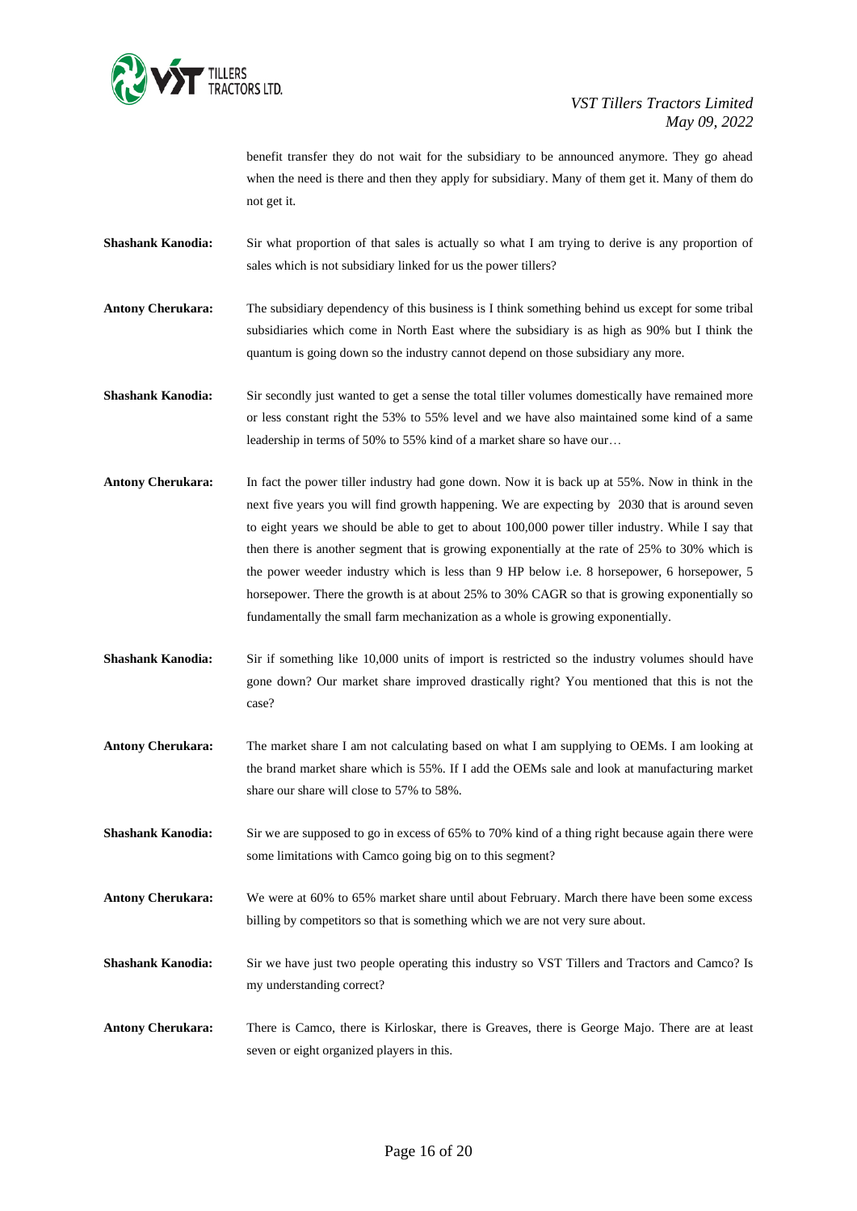benefit transfer they do not wait for the subsidiary to be announced anymore. They go ahead when the need is there and then they apply for subsidiary. Many of them get it. Many of them do not get it.

**Shashank Kanodia:** Sir what proportion of that sales is actually so what I am trying to derive is any proportion of sales which is not subsidiary linked for us the power tillers?

**Antony Cherukara:** The subsidiary dependency of this business is I think something behind us except for some tribal subsidiaries which come in North East where the subsidiary is as high as 90% but I think the quantum is going down so the industry cannot depend on those subsidiary any more.

**Shashank Kanodia:** Sir secondly just wanted to get a sense the total tiller volumes domestically have remained more or less constant right the 53% to 55% level and we have also maintained some kind of a same leadership in terms of 50% to 55% kind of a market share so have our…

**Antony Cherukara:** In fact the power tiller industry had gone down. Now it is back up at 55%. Now in think in the next five years you will find growth happening. We are expecting by 2030 that is around seven to eight years we should be able to get to about 100,000 power tiller industry. While I say that then there is another segment that is growing exponentially at the rate of 25% to 30% which is the power weeder industry which is less than 9 HP below i.e. 8 horsepower, 6 horsepower, 5 horsepower. There the growth is at about 25% to 30% CAGR so that is growing exponentially so fundamentally the small farm mechanization as a whole is growing exponentially.

**Shashank Kanodia:** Sir if something like 10,000 units of import is restricted so the industry volumes should have gone down? Our market share improved drastically right? You mentioned that this is not the case?

**Antony Cherukara:** The market share I am not calculating based on what I am supplying to OEMs. I am looking at the brand market share which is 55%. If I add the OEMs sale and look at manufacturing market share our share will close to 57% to 58%.

**Shashank Kanodia:** Sir we are supposed to go in excess of 65% to 70% kind of a thing right because again there were some limitations with Camco going big on to this segment?

**Antony Cherukara:** We were at 60% to 65% market share until about February. March there have been some excess billing by competitors so that is something which we are not very sure about.

**Shashank Kanodia:** Sir we have just two people operating this industry so VST Tillers and Tractors and Camco? Is my understanding correct?

**Antony Cherukara:** There is Camco, there is Kirloskar, there is Greaves, there is George Majo. There are at least seven or eight organized players in this.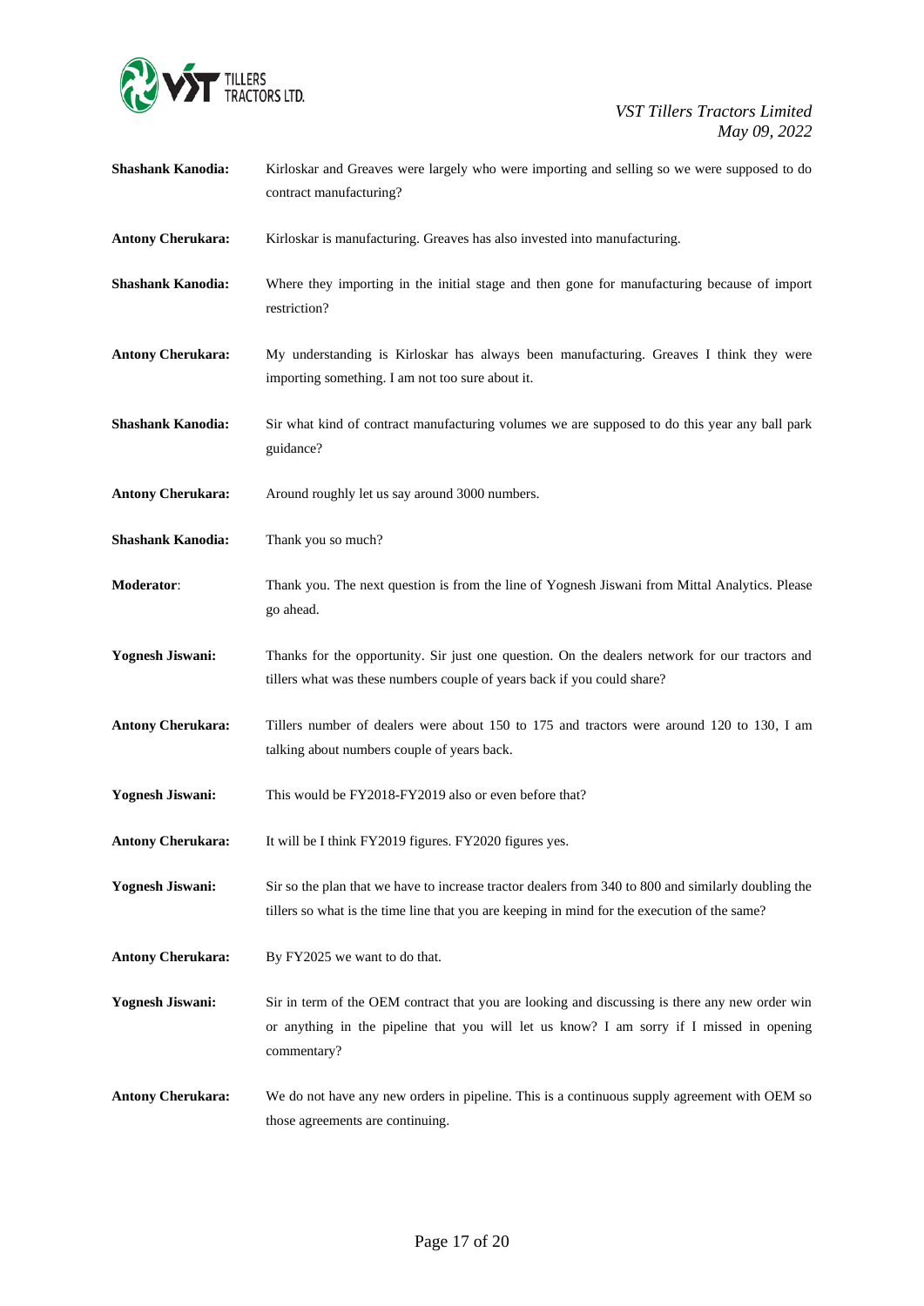**Shashank Kanodia:** Kirloskar and Greaves were largely who were importing and selling so we were supposed to do contract manufacturing?

**Antony Cherukara:** Kirloskar is manufacturing. Greaves has also invested into manufacturing.

**Shashank Kanodia:** Where they importing in the initial stage and then gone for manufacturing because of import restriction?

**Antony Cherukara:** My understanding is Kirloskar has always been manufacturing. Greaves I think they were importing something. I am not too sure about it.

**Shashank Kanodia:** Sir what kind of contract manufacturing volumes we are supposed to do this year any ball park guidance?

**Antony Cherukara:** Around roughly let us say around 3000 numbers.

**Shashank Kanodia:** Thank you so much?

**Moderator**: Thank you. The next question is from the line of Yognesh Jiswani from Mittal Analytics. Please go ahead.

**Yognesh Jiswani:** Thanks for the opportunity. Sir just one question. On the dealers network for our tractors and tillers what was these numbers couple of years back if you could share?

**Antony Cherukara:** Tillers number of dealers were about 150 to 175 and tractors were around 120 to 130, I am talking about numbers couple of years back.

**Yognesh Jiswani:** This would be FY2018-FY2019 also or even before that?

**Antony Cherukara:** It will be I think FY2019 figures. FY2020 figures yes.

**Yognesh Jiswani:** Sir so the plan that we have to increase tractor dealers from 340 to 800 and similarly doubling the tillers so what is the time line that you are keeping in mind for the execution of the same?

**Antony Cherukara:** By FY2025 we want to do that.

**Yognesh Jiswani:** Sir in term of the OEM contract that you are looking and discussing is there any new order win or anything in the pipeline that you will let us know? I am sorry if I missed in opening commentary?

**Antony Cherukara:** We do not have any new orders in pipeline. This is a continuous supply agreement with OEM so those agreements are continuing.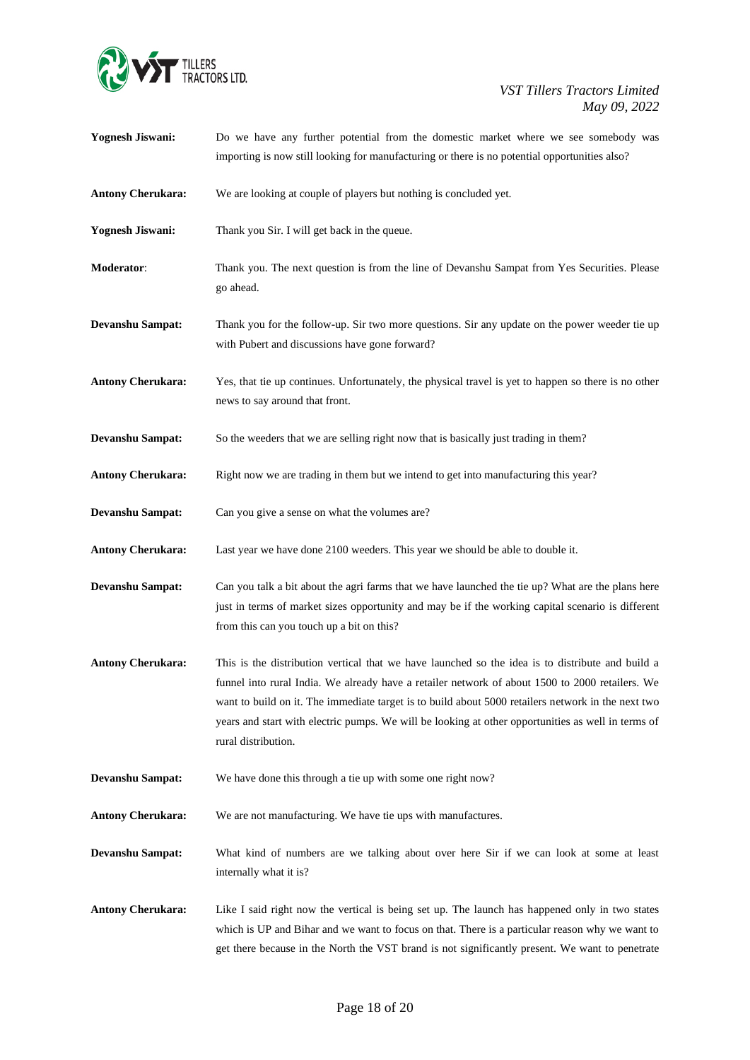**Yognesh Jiswani:** Do we have any further potential from the domestic market where we see somebody was importing is now still looking for manufacturing or there is no potential opportunities also?

**Antony Cherukara:** We are looking at couple of players but nothing is concluded yet.

**Yognesh Jiswani:** Thank you Sir. I will get back in the queue.

**Moderator**: Thank you. The next question is from the line of Devanshu Sampat from Yes Securities. Please go ahead.

**Devanshu Sampat:** Thank you for the follow-up. Sir two more questions. Sir any update on the power weeder tie up with Pubert and discussions have gone forward?

**Antony Cherukara:** Yes, that tie up continues. Unfortunately, the physical travel is yet to happen so there is no other news to say around that front.

**Devanshu Sampat:** So the weeders that we are selling right now that is basically just trading in them?

**Antony Cherukara:** Right now we are trading in them but we intend to get into manufacturing this year?

**Devanshu Sampat:** Can you give a sense on what the volumes are?

**Antony Cherukara:** Last year we have done 2100 weeders. This year we should be able to double it.

**Devanshu Sampat:** Can you talk a bit about the agri farms that we have launched the tie up? What are the plans here just in terms of market sizes opportunity and may be if the working capital scenario is different from this can you touch up a bit on this?

**Antony Cherukara:** This is the distribution vertical that we have launched so the idea is to distribute and build a funnel into rural India. We already have a retailer network of about 1500 to 2000 retailers. We want to build on it. The immediate target is to build about 5000 retailers network in the next two years and start with electric pumps. We will be looking at other opportunities as well in terms of rural distribution.

**Devanshu Sampat:** We have done this through a tie up with some one right now?

**Antony Cherukara:** We are not manufacturing. We have tie ups with manufactures.

**Devanshu Sampat:** What kind of numbers are we talking about over here Sir if we can look at some at least internally what it is?

**Antony Cherukara:** Like I said right now the vertical is being set up. The launch has happened only in two states which is UP and Bihar and we want to focus on that. There is a particular reason why we want to get there because in the North the VST brand is not significantly present. We want to penetrate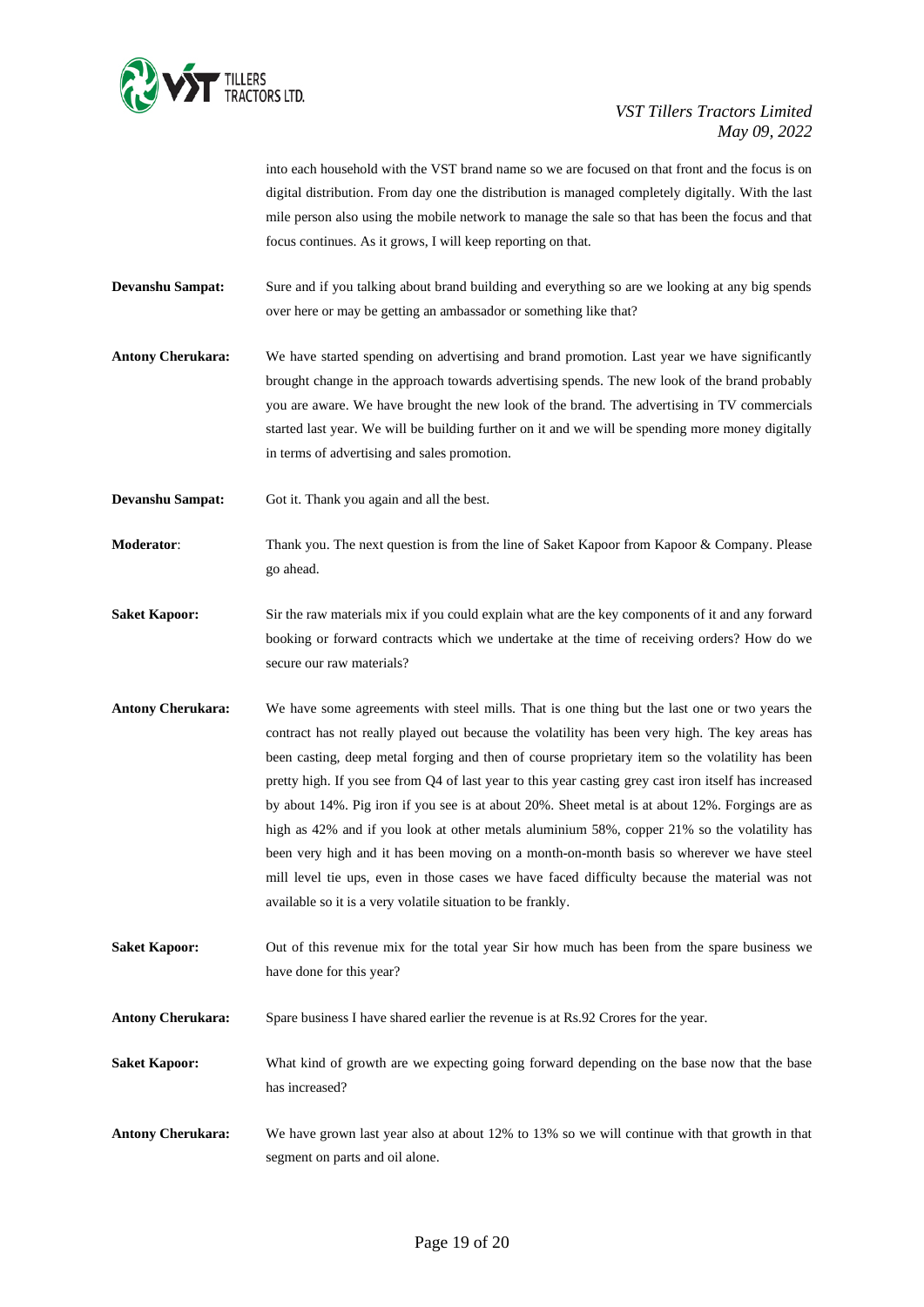into each household with the VST brand name so we are focused on that front and the focus is on digital distribution. From day one the distribution is managed completely digitally. With the last mile person also using the mobile network to manage the sale so that has been the focus and that focus continues. As it grows, I will keep reporting on that.

**Devanshu Sampat:** Sure and if you talking about brand building and everything so are we looking at any big spends over here or may be getting an ambassador or something like that?

**Antony Cherukara:** We have started spending on advertising and brand promotion. Last year we have significantly brought change in the approach towards advertising spends. The new look of the brand probably you are aware. We have brought the new look of the brand. The advertising in TV commercials started last year. We will be building further on it and we will be spending more money digitally in terms of advertising and sales promotion.

**Devanshu Sampat:** Got it. Thank you again and all the best.

**Moderator:** Thank you. The next question is from the line of Saket Kapoor from Kapoor & Company. Please go ahead.

**Saket Kapoor:** Sir the raw materials mix if you could explain what are the key components of it and any forward booking or forward contracts which we undertake at the time of receiving orders? How do we secure our raw materials?

**Antony Cherukara:** We have some agreements with steel mills. That is one thing but the last one or two years the contract has not really played out because the volatility has been very high. The key areas has been casting, deep metal forging and then of course proprietary item so the volatility has been pretty high. If you see from Q4 of last year to this year casting grey cast iron itself has increased by about 14%. Pig iron if you see is at about 20%. Sheet metal is at about 12%. Forgings are as high as 42% and if you look at other metals aluminium 58%, copper 21% so the volatility has been very high and it has been moving on a month-on-month basis so wherever we have steel mill level tie ups, even in those cases we have faced difficulty because the material was not available so it is a very volatile situation to be frankly.

**Saket Kapoor:** Out of this revenue mix for the total year Sir how much has been from the spare business we have done for this year?

**Antony Cherukara:** Spare business I have shared earlier the revenue is at Rs.92 Crores for the year.

**Saket Kapoor:** What kind of growth are we expecting going forward depending on the base now that the base has increased?

**Antony Cherukara:** We have grown last year also at about 12% to 13% so we will continue with that growth in that segment on parts and oil alone.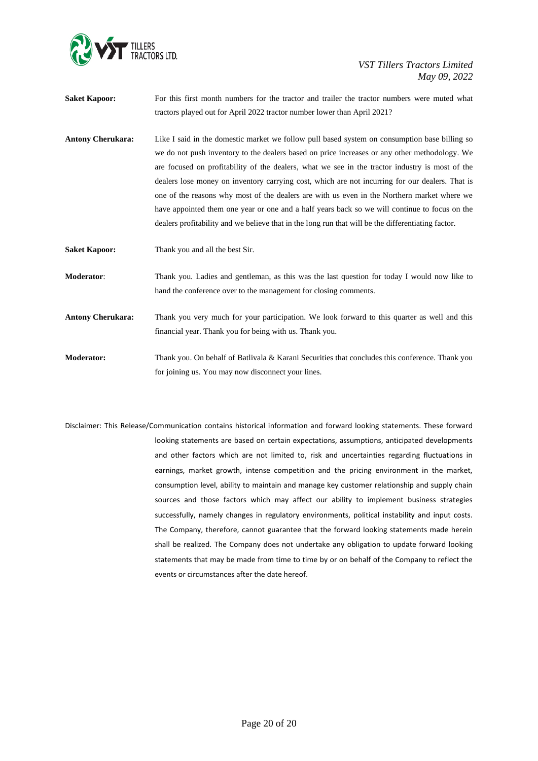**Saket Kapoor:** For this first month numbers for the tractor and trailer the tractor numbers were muted what tractors played out for April 2022 tractor number lower than April 2021?

**Antony Cherukara:** Like I said in the domestic market we follow pull based system on consumption base billing so we do not push inventory to the dealers based on price increases or any other methodology. We are focused on profitability of the dealers, what we see in the tractor industry is most of the dealers lose money on inventory carrying cost, which are not incurring for our dealers. That is one of the reasons why most of the dealers are with us even in the Northern market where we have appointed them one year or one and a half years back so we will continue to focus on the dealers profitability and we believe that in the long run that will be the differentiating factor.

**Saket Kapoor:** Thank you and all the best Sir.

**Moderator**: Thank you. Ladies and gentleman, as this was the last question for today I would now like to hand the conference over to the management for closing comments.

**Antony Cherukara:** Thank you very much for your participation. We look forward to this quarter as well and this financial year. Thank you for being with us. Thank you.

**Moderator:** Thank you. On behalf of Batlivala & Karani Securities that concludes this conference. Thank you for joining us. You may now disconnect your lines.

Disclaimer: This Release/Communication contains historical information and forward looking statements. These forward looking statements are based on certain expectations, assumptions, anticipated developments and other factors which are not limited to, risk and uncertainties regarding fluctuations in earnings, market growth, intense competition and the pricing environment in the market, consumption level, ability to maintain and manage key customer relationship and supply chain sources and those factors which may affect our ability to implement business strategies successfully, namely changes in regulatory environments, political instability and input costs. The Company, therefore, cannot guarantee that the forward looking statements made herein shall be realized. The Company does not undertake any obligation to update forward looking statements that may be made from time to time by or on behalf of the Company to reflect the events or circumstances after the date hereof.